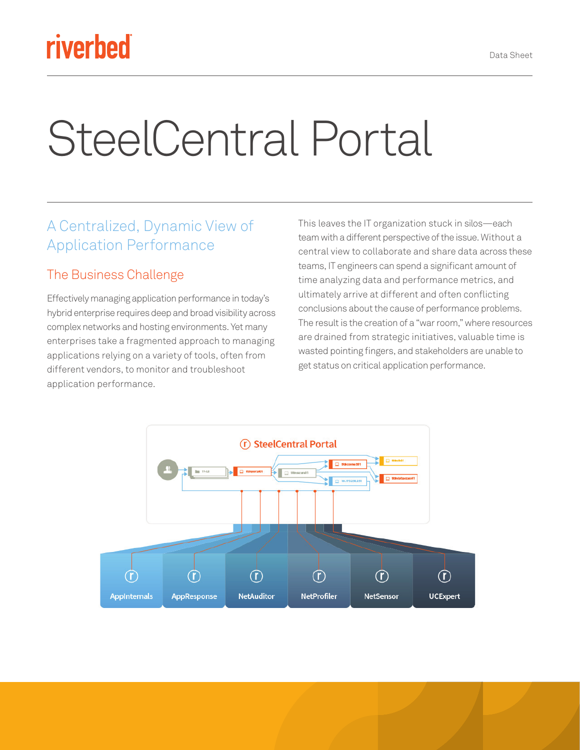# SteelCentral Portal

## A Centralized, Dynamic View of Application Performance

### The Business Challenge

Effectively managing application performance in today's hybrid enterprise requires deep and broad visibility across complex networks and hosting environments. Yet many enterprises take a fragmented approach to managing applications relying on a variety of tools, often from different vendors, to monitor and troubleshoot application performance.

This leaves the IT organization stuck in silos—each team with a different perspective of the issue. Without a central view to collaborate and share data across these teams, IT engineers can spend a significant amount of time analyzing data and performance metrics, and ultimately arrive at different and often conflicting conclusions about the cause of performance problems. The result is the creation of a "war room," where resources are drained from strategic initiatives, valuable time is wasted pointing fingers, and stakeholders are unable to get status on critical application performance.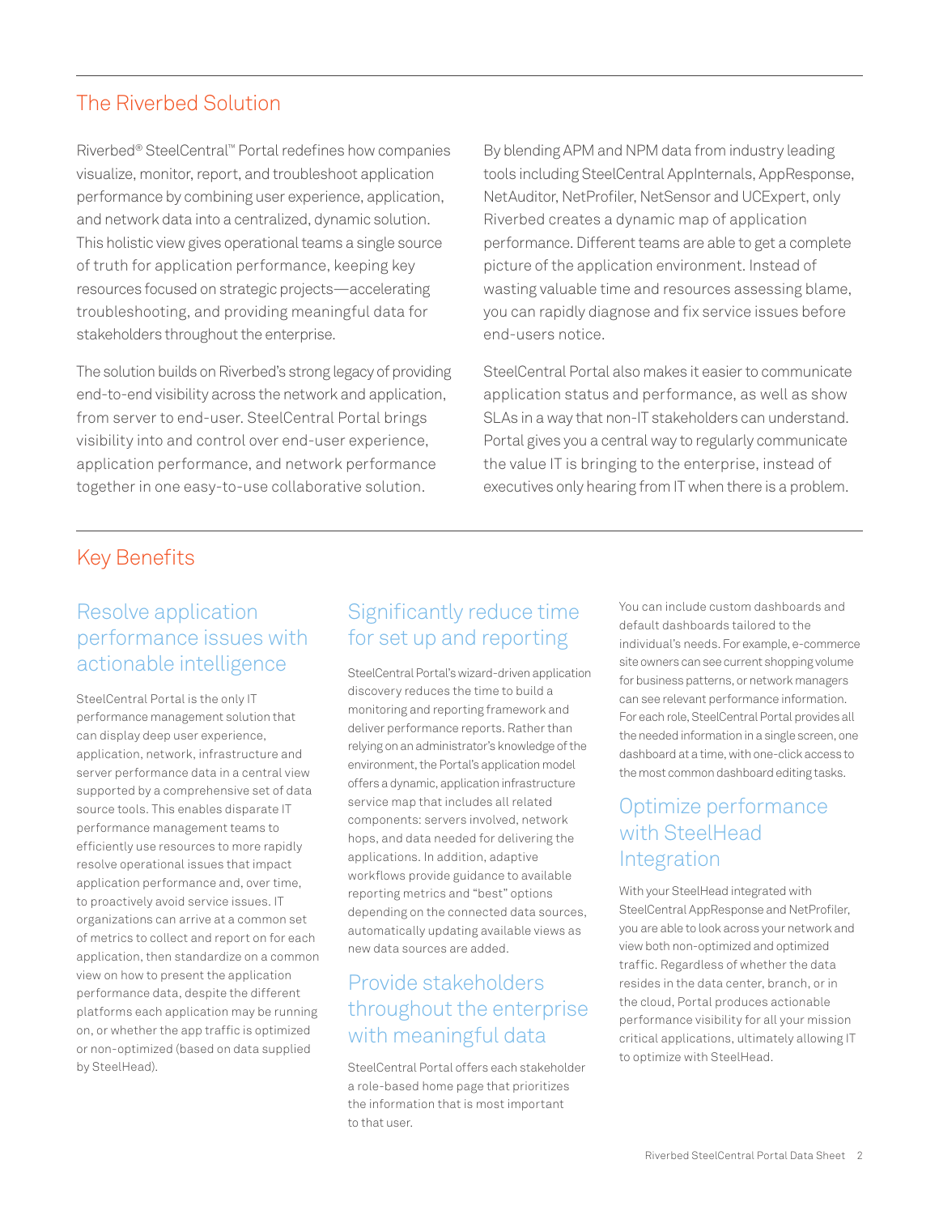## The Riverbed Solution

Riverbed® SteelCentral™ Portal redefines how companies visualize, monitor, report, and troubleshoot application performance by combining user experience, application, and network data into a centralized, dynamic solution. This holistic view gives operational teams a single source of truth for application performance, keeping key resources focused on strategic projects—accelerating troubleshooting, and providing meaningful data for stakeholders throughout the enterprise.

The solution builds on Riverbed's strong legacy of providing end-to-end visibility across the network and application, from server to end-user. SteelCentral Portal brings visibility into and control over end-user experience, application performance, and network performance together in one easy-to-use collaborative solution.

By blending APM and NPM data from industry leading tools including SteelCentral AppInternals, AppResponse, NetAuditor, NetProfiler, NetSensor and UCExpert, only Riverbed creates a dynamic map of application performance. Different teams are able to get a complete picture of the application environment. Instead of wasting valuable time and resources assessing blame, you can rapidly diagnose and fix service issues before end-users notice.

SteelCentral Portal also makes it easier to communicate application status and performance, as well as show SLAs in a way that non-IT stakeholders can understand. Portal gives you a central way to regularly communicate the value IT is bringing to the enterprise, instead of executives only hearing from IT when there is a problem.

## Key Benefits

### Resolve application performance issues with actionable intelligence

SteelCentral Portal is the only IT performance management solution that can display deep user experience, application, network, infrastructure and server performance data in a central view supported by a comprehensive set of data source tools. This enables disparate IT performance management teams to efficiently use resources to more rapidly resolve operational issues that impact application performance and, over time, to proactively avoid service issues. IT organizations can arrive at a common set of metrics to collect and report on for each application, then standardize on a common view on how to present the application performance data, despite the different platforms each application may be running on, or whether the app traffic is optimized or non-optimized (based on data supplied by SteelHead).

### Significantly reduce time for set up and reporting

SteelCentral Portal's wizard-driven application discovery reduces the time to build a monitoring and reporting framework and deliver performance reports. Rather than relying on an administrator's knowledge of the environment, the Portal's application model offers a dynamic, application infrastructure service map that includes all related components: servers involved, network hops, and data needed for delivering the applications. In addition, adaptive workflows provide guidance to available reporting metrics and "best" options depending on the connected data sources, automatically updating available views as new data sources are added.

### Provide stakeholders throughout the enterprise with meaningful data

SteelCentral Portal offers each stakeholder a role-based home page that prioritizes the information that is most important to that user.

You can include custom dashboards and default dashboards tailored to the individual's needs. For example, e-commerce site owners can see current shopping volume for business patterns, or network managers can see relevant performance information. For each role, SteelCentral Portal provides all the needed information in a single screen, one dashboard at a time, with one-click access to the most common dashboard editing tasks.

### Optimize performance with SteelHead Integration

With your SteelHead integrated with SteelCentral AppResponse and NetProfiler, you are able to look across your network and view both non-optimized and optimized traffic. Regardless of whether the data resides in the data center, branch, or in the cloud, Portal produces actionable performance visibility for all your mission critical applications, ultimately allowing IT to optimize with SteelHead.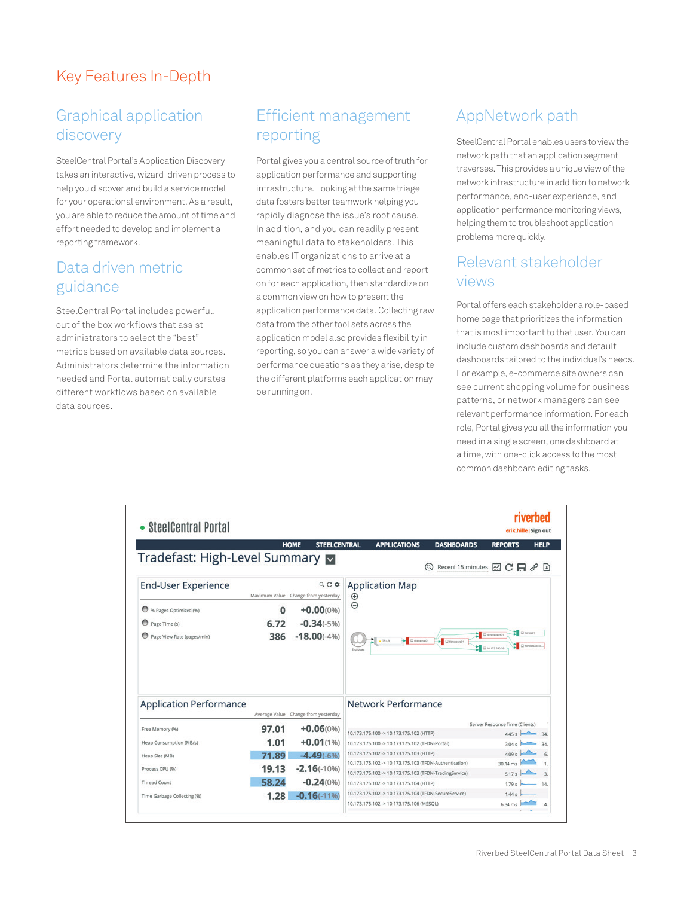# Key Features In-Depth

## Graphical application discovery

SteelCentral Portal's Application Discovery takes an interactive, wizard-driven process to help you discover and build a service model for your operational environment. As a result, you are able to reduce the amount of time and effort needed to develop and implement a reporting framework.

## Data driven metric guidance

SteelCentral Portal includes powerful, out of the box workflows that assist administrators to select the "best" metrics based on available data sources. Administrators determine the information needed and Portal automatically curates different workflows based on available data sources.

## Efficient management reporting

Portal gives you a central source of truth for application performance and supporting infrastructure. Looking at the same triage data fosters better teamwork helping you rapidly diagnose the issue's root cause. In addition, and you can readily present meaningful data to stakeholders. This enables IT organizations to arrive at a common set of metrics to collect and report on for each application, then standardize on a common view on how to present the application performance data. Collecting raw data from the other tool sets across the application model also provides flexibility in reporting, so you can answer a wide variety of performance questions as they arise, despite the different platforms each application may be running on.

## AppNetwork path

SteelCentral Portal enables users to view the network path that an application segment traverses. This provides a unique view of the network infrastructure in addition to network performance, end-user experience, and application performance monitoring views, helping them to troubleshoot application problems more quickly.

## Relevant stakeholder views

Portal offers each stakeholder a role-based home page that prioritizes the information that is most important to that user. You can include custom dashboards and default dashboards tailored to the individual's needs. For example, e-commerce site owners can see current shopping volume for business patterns, or network managers can see relevant performance information. For each role, Portal gives you all the information you need in a single screen, one dashboard at a time, with one-click access to the most common dashboard editing tasks.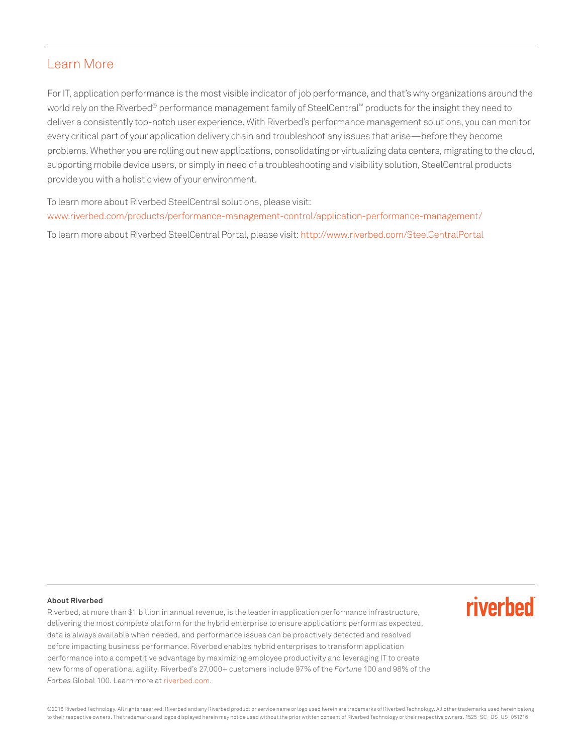## Learn More

For IT, application performance is the most visible indicator of job performance, and that's why organizations around the world rely on the Riverbed® performance management family of SteelCentral™ products for the insight they need to deliver a consistently top-notch user experience. With Riverbed's performance management solutions, you can monitor every critical part of your application delivery chain and troubleshoot any issues that arise—before they become problems. Whether you are rolling out new applications, consolidating or virtualizing data centers, migrating to the cloud, supporting mobile device users, or simply in need of a troubleshooting and visibility solution, SteelCentral products provide you with a holistic view of your environment.

To learn more about Riverbed SteelCentral solutions, please visit:
www.riverbed.com/products/performance-management-control/application-performance-management/

To learn more about Riverbed SteelCentral Portal, please visit: http://www.riverbed.com/SteelCentralPortal

**About Riverbed**

Riverbed, at more than $1 billion in annual revenue, is the leader in application performance infrastructure, delivering the most complete platform for the hybrid enterprise to ensure applications perform as expected, data is always available when needed, and performance issues can be proactively detected and resolved before impacting business performance. Riverbed enables hybrid enterprises to transform application performance into a competitive advantage by maximizing employee productivity and leveraging IT to create new forms of operational agility. Riverbed's 27,000+ customers include 97% of the *Fortune* 100 and 98% of the *Forbes* Global 100. Learn more at riverbed.com.

riverbed

©2016 Riverbed Technology. All rights reserved. Riverbed and any Riverbed product or service name or logo used herein are trademarks of Riverbed Technology. All other trademarks used herein belong to their respective owners. The trademarks and logos displayed herein may not be used without the prior written consent of Riverbed Technology or their respective owners. 1525_SC_ DS_US_051216